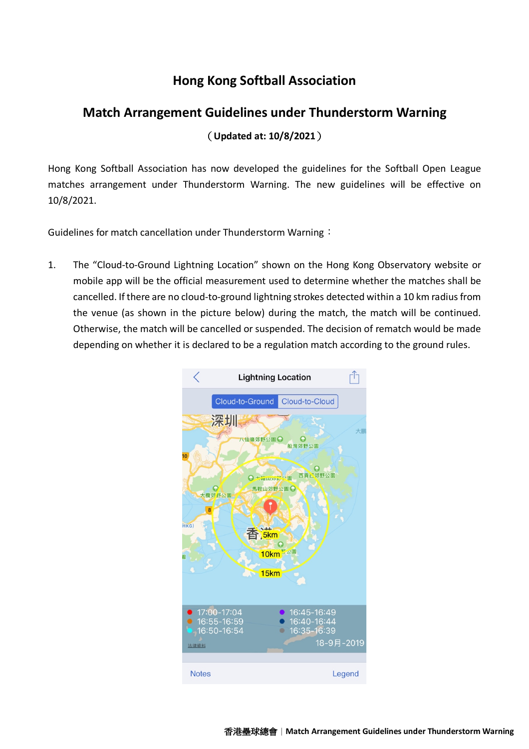# Hong Kong Softball Association

## Match Arrangement Guidelines under Thunderstorm Warning

**（Updated at: 10/8/2021）**

Hong Kong Softball Association has now developed the guidelines for the Softball Open League matches arrangement under Thunderstorm Warning. The new guidelines will be effective on 10/8/2021.

Guidelines for match cancellation under Thunderstorm Warning：

1. The "Cloud-to-Ground Lightning Location" shown on the Hong Kong Observatory website or mobile app will be the official measurement used to determine whether the matches shall be cancelled. If there are no cloud-to-ground lightning strokes detected within a 10 km radius from the venue (as shown in the picture below) during the match, the match will be continued. Otherwise, the match will be cancelled or suspended. The decision of rematch would be made depending on whether it is declared to be a regulation match according to the ground rules.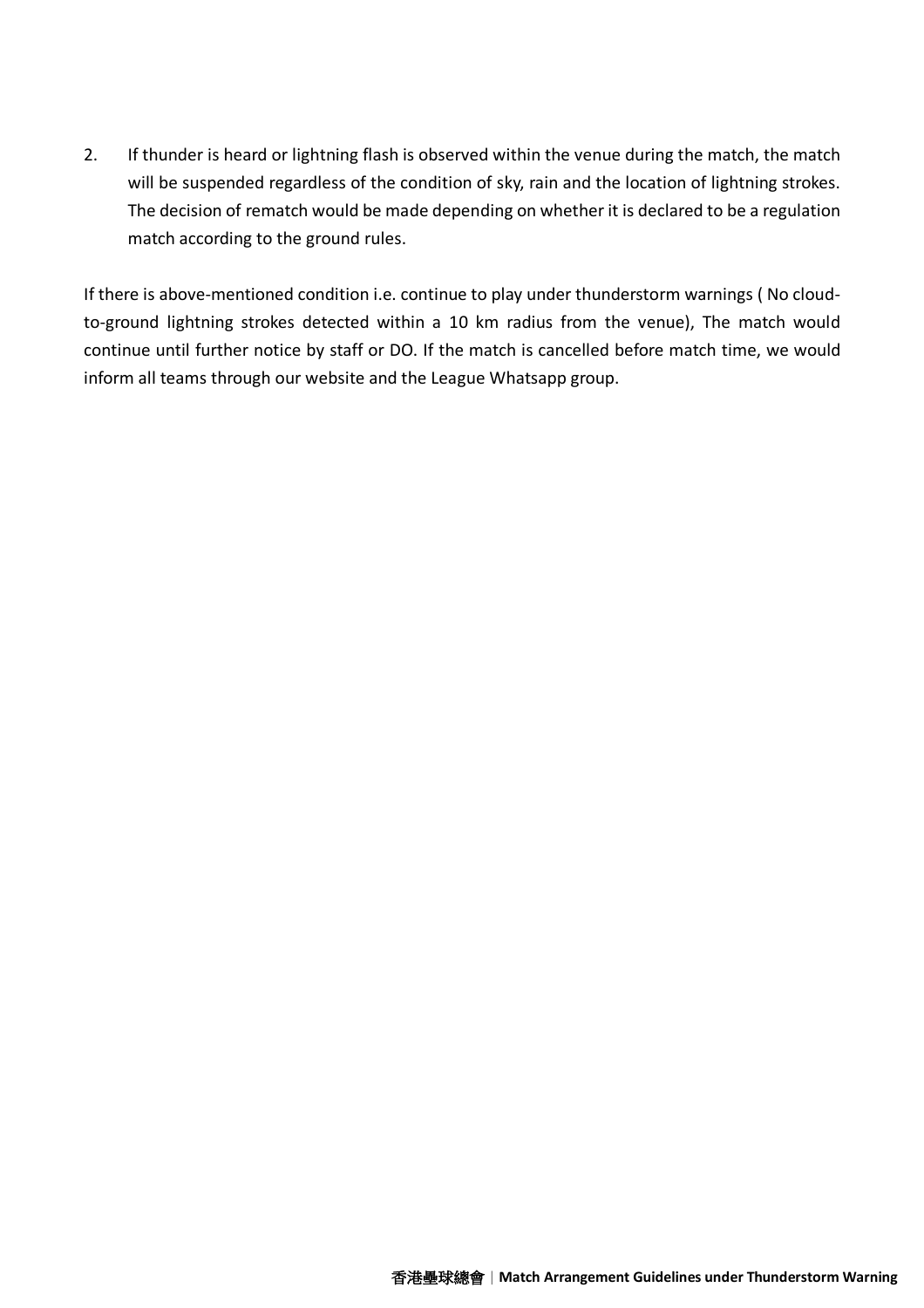2. If thunder is heard or lightning flash is observed within the venue during the match, the match will be suspended regardless of the condition of sky, rain and the location of lightning strokes. The decision of rematch would be made depending on whether it is declared to be a regulation match according to the ground rules.

If there is above-mentioned condition i.e. continue to play under thunderstorm warnings ( No cloud-to-ground lightning strokes detected within a 10 km radius from the venue), The match would continue until further notice by staff or DO. If the match is cancelled before match time, we would inform all teams through our website and the League Whatsapp group.